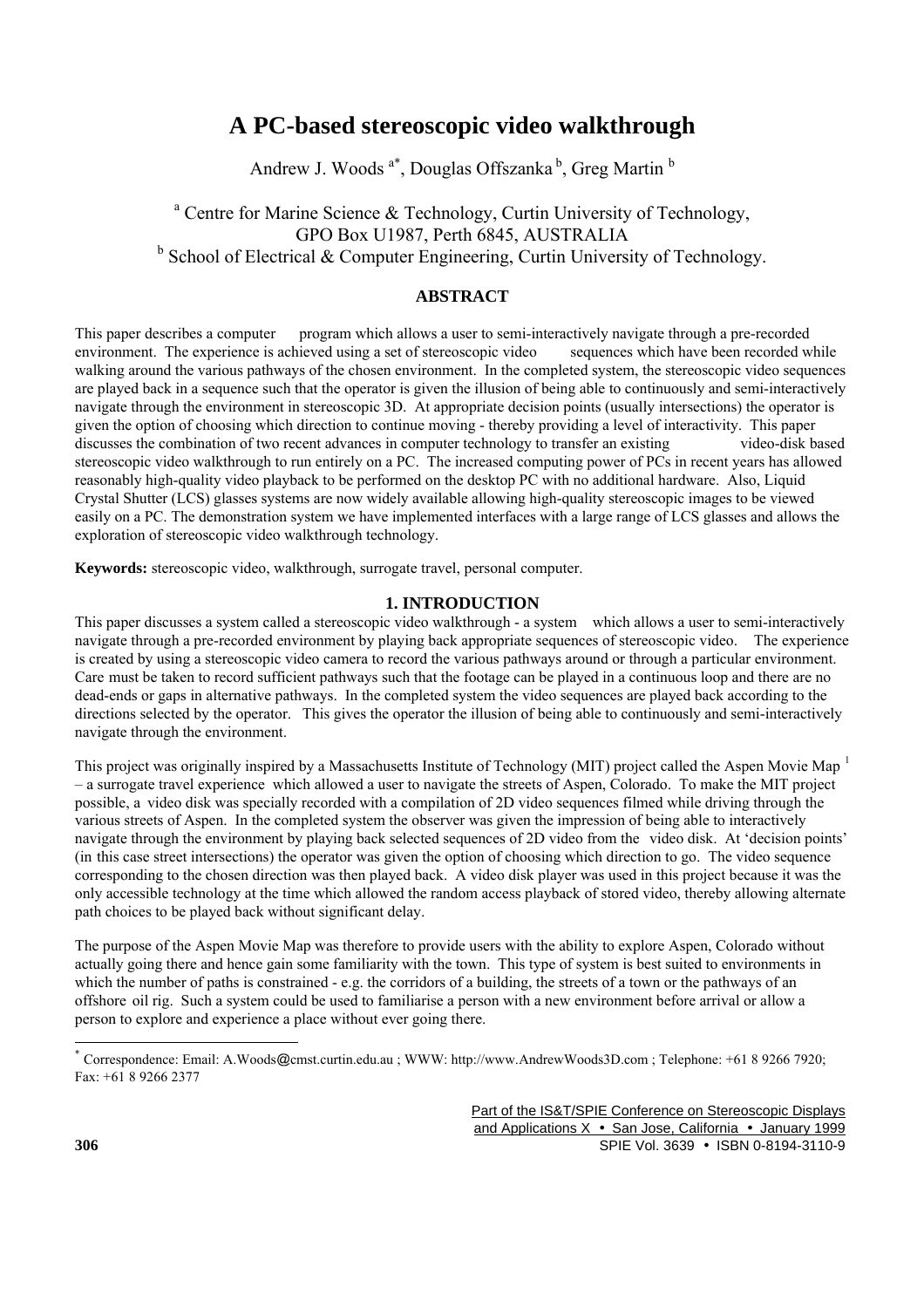# A PC-based stereoscopic video walkthrough

Andrew J. Woods [a*], Douglas Offszanka [b], Greg Martin [b]

[a] Centre for Marine Science & Technology, Curtin University of Technology, GPO Box U1987, Perth 6845, AUSTRALIA
[b] School of Electrical & Computer Engineering, Curtin University of Technology.

## ABSTRACT

This paper describes a computer program which allows a user to semi-interactively navigate through a pre-recorded environment. The experience is achieved using a set of stereoscopic video sequences which have been recorded while walking around the various pathways of the chosen environment. In the completed system, the stereoscopic video sequences are played back in a sequence such that the operator is given the illusion of being able to continuously and semi-interactively navigate through the environment in stereoscopic 3D. At appropriate decision points (usually intersections) the operator is given the option of choosing which direction to continue moving - thereby providing a level of interactivity. This paper discusses the combination of two recent advances in computer technology to transfer an existing video-disk based stereoscopic video walkthrough to run entirely on a PC. The increased computing power of PCs in recent years has allowed reasonably high-quality video playback to be performed on the desktop PC with no additional hardware. Also, Liquid Crystal Shutter (LCS) glasses systems are now widely available allowing high-quality stereoscopic images to be viewed easily on a PC. The demonstration system we have implemented interfaces with a large range of LCS glasses and allows the exploration of stereoscopic video walkthrough technology.

**Keywords:** stereoscopic video, walkthrough, surrogate travel, personal computer.

## 1. INTRODUCTION

This paper discusses a system called a stereoscopic video walkthrough - a system which allows a user to semi-interactively navigate through a pre-recorded environment by playing back appropriate sequences of stereoscopic video. The experience is created by using a stereoscopic video camera to record the various pathways around or through a particular environment. Care must be taken to record sufficient pathways such that the footage can be played in a continuous loop and there are no dead-ends or gaps in alternative pathways. In the completed system the video sequences are played back according to the directions selected by the operator. This gives the operator the illusion of being able to continuously and semi-interactively navigate through the environment.

This project was originally inspired by a Massachusetts Institute of Technology (MIT) project called the Aspen Movie Map [1] – a surrogate travel experience which allowed a user to navigate the streets of Aspen, Colorado. To make the MIT project possible, a video disk was specially recorded with a compilation of 2D video sequences filmed while driving through the various streets of Aspen. In the completed system the observer was given the impression of being able to interactively navigate through the environment by playing back selected sequences of 2D video from the video disk. At 'decision points' (in this case street intersections) the operator was given the option of choosing which direction to go. The video sequence corresponding to the chosen direction was then played back. A video disk player was used in this project because it was the only accessible technology at the time which allowed the random access playback of stored video, thereby allowing alternate path choices to be played back without significant delay.

The purpose of the Aspen Movie Map was therefore to provide users with the ability to explore Aspen, Colorado without actually going there and hence gain some familiarity with the town. This type of system is best suited to environments in which the number of paths is constrained - e.g. the corridors of a building, the streets of a town or the pathways of an offshore oil rig. Such a system could be used to familiarise a person with a new environment before arrival or allow a person to explore and experience a place without ever going there.

---

[*] Correspondence: Email: A.Woods@cmst.curtin.edu.au ; WWW: http://www.AndrewWoods3D.com ; Telephone: +61 8 9266 7920; Fax: +61 8 9266 2377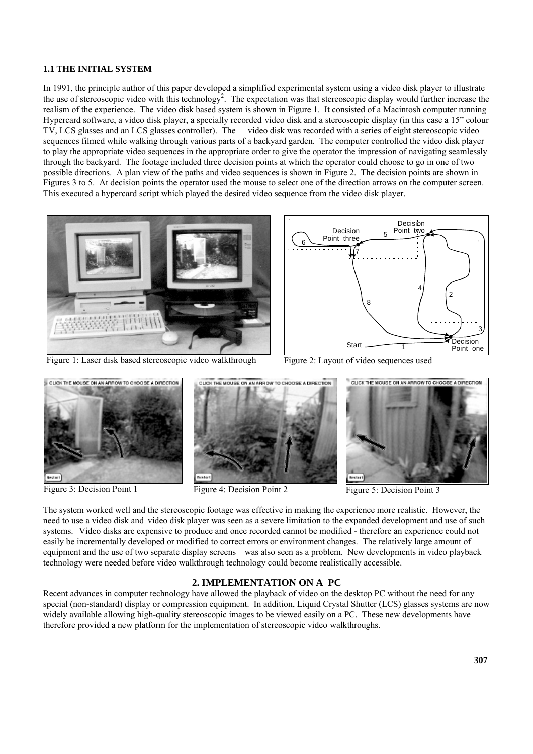### 1.1 THE INITIAL SYSTEM

In 1991, the principle author of this paper developed a simplified experimental system using a video disk player to illustrate the use of stereoscopic video with this technology[2]. The expectation was that stereoscopic display would further increase the realism of the experience. The video disk based system is shown in Figure 1. It consisted of a Macintosh computer running Hypercard software, a video disk player, a specially recorded video disk and a stereoscopic display (in this case a 15" colour TV, LCS glasses and an LCS glasses controller). The video disk was recorded with a series of eight stereoscopic video sequences filmed while walking through various parts of a backyard garden. The computer controlled the video disk player to play the appropriate video sequences in the appropriate order to give the operator the impression of navigating seamlessly through the backyard. The footage included three decision points at which the operator could choose to go in one of two possible directions. A plan view of the paths and video sequences is shown in Figure 2. The decision points are shown in Figures 3 to 5. At decision points the operator used the mouse to select one of the direction arrows on the computer screen. This executed a hypercard script which played the desired video sequence from the video disk player.

Figure 1: Laser disk based stereoscopic video walkthrough

Figure 2: Layout of video sequences used

Figure 3: Decision Point 1

Figure 4: Decision Point 2

Figure 5: Decision Point 3

The system worked well and the stereoscopic footage was effective in making the experience more realistic. However, the need to use a video disk and video disk player was seen as a severe limitation to the expanded development and use of such systems. Video disks are expensive to produce and once recorded cannot be modified - therefore an experience could not easily be incrementally developed or modified to correct errors or environment changes. The relatively large amount of equipment and the use of two separate display screens was also seen as a problem. New developments in video playback technology were needed before video walkthrough technology could become realistically accessible.

## 2. IMPLEMENTATION ON A PC

Recent advances in computer technology have allowed the playback of video on the desktop PC without the need for any special (non-standard) display or compression equipment. In addition, Liquid Crystal Shutter (LCS) glasses systems are now widely available allowing high-quality stereoscopic images to be viewed easily on a PC. These new developments have therefore provided a new platform for the implementation of stereoscopic video walkthroughs.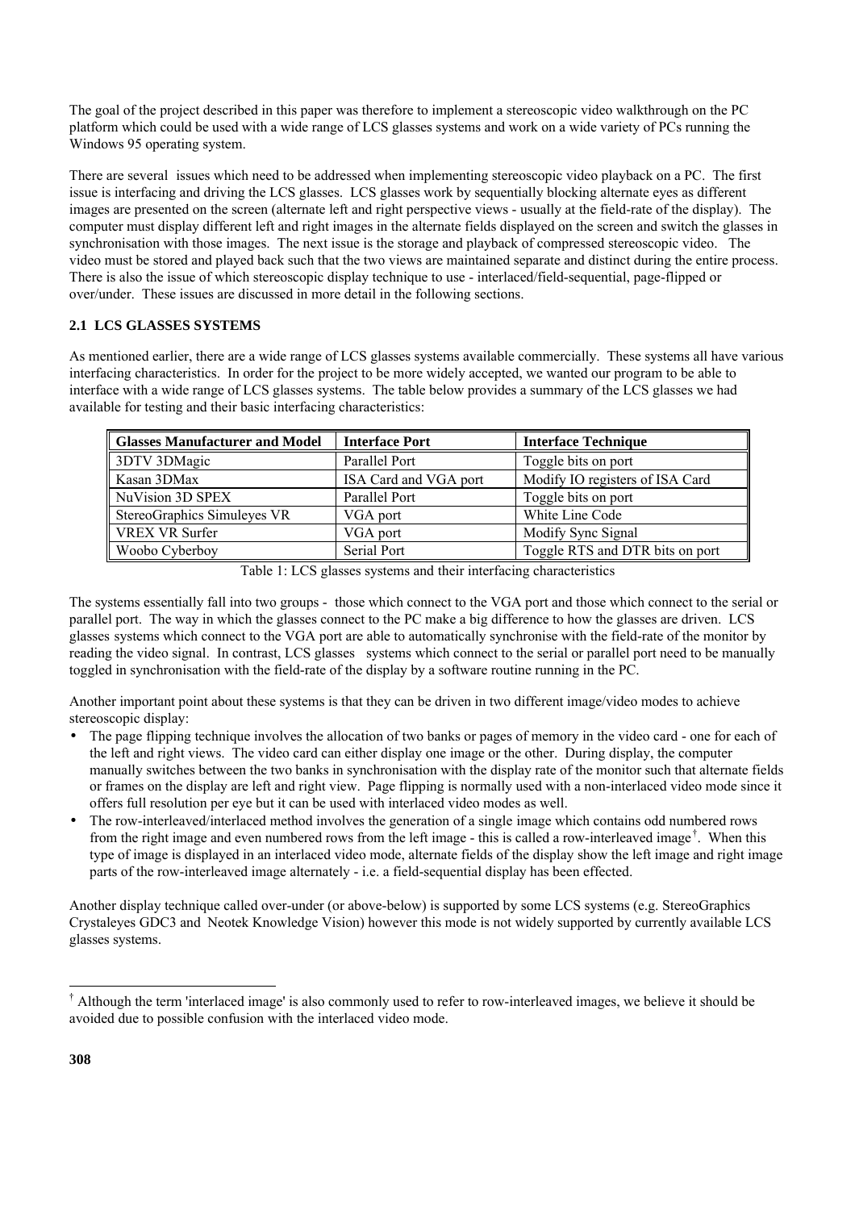The goal of the project described in this paper was therefore to implement a stereoscopic video walkthrough on the PC platform which could be used with a wide range of LCS glasses systems and work on a wide variety of PCs running the Windows 95 operating system.

There are several issues which need to be addressed when implementing stereoscopic video playback on a PC. The first issue is interfacing and driving the LCS glasses. LCS glasses work by sequentially blocking alternate eyes as different images are presented on the screen (alternate left and right perspective views - usually at the field-rate of the display). The computer must display different left and right images in the alternate fields displayed on the screen and switch the glasses in synchronisation with those images. The next issue is the storage and playback of compressed stereoscopic video. The video must be stored and played back such that the two views are maintained separate and distinct during the entire process. There is also the issue of which stereoscopic display technique to use - interlaced/field-sequential, page-flipped or over/under. These issues are discussed in more detail in the following sections.

### 2.1 LCS GLASSES SYSTEMS

As mentioned earlier, there are a wide range of LCS glasses systems available commercially. These systems all have various interfacing characteristics. In order for the project to be more widely accepted, we wanted our program to be able to interface with a wide range of LCS glasses systems. The table below provides a summary of the LCS glasses we had available for testing and their basic interfacing characteristics:

| Glasses Manufacturer and Model | Interface Port | Interface Technique |
|---|---|---|
| 3DTV 3DMagic | Parallel Port | Toggle bits on port |
| Kasan 3DMax | ISA Card and VGA port | Modify IO registers of ISA Card |
| NuVision 3D SPEX | Parallel Port | Toggle bits on port |
| StereoGraphics Simuleyes VR | VGA port | White Line Code |
| VREX VR Surfer | VGA port | Modify Sync Signal |
| Woobo Cyberboy | Serial Port | Toggle RTS and DTR bits on port |

Table 1: LCS glasses systems and their interfacing characteristics

The systems essentially fall into two groups - those which connect to the VGA port and those which connect to the serial or parallel port. The way in which the glasses connect to the PC make a big difference to how the glasses are driven. LCS glasses systems which connect to the VGA port are able to automatically synchronise with the field-rate of the monitor by reading the video signal. In contrast, LCS glasses systems which connect to the serial or parallel port need to be manually toggled in synchronisation with the field-rate of the display by a software routine running in the PC.

Another important point about these systems is that they can be driven in two different image/video modes to achieve stereoscopic display:

- The page flipping technique involves the allocation of two banks or pages of memory in the video card - one for each of the left and right views. The video card can either display one image or the other. During display, the computer manually switches between the two banks in synchronisation with the display rate of the monitor such that alternate fields or frames on the display are left and right view. Page flipping is normally used with a non-interlaced video mode since it offers full resolution per eye but it can be used with interlaced video modes as well.
- The row-interleaved/interlaced method involves the generation of a single image which contains odd numbered rows from the right image and even numbered rows from the left image - this is called a row-interleaved image[†]. When this type of image is displayed in an interlaced video mode, alternate fields of the display show the left image and right image parts of the row-interleaved image alternately - i.e. a field-sequential display has been effected.

Another display technique called over-under (or above-below) is supported by some LCS systems (e.g. StereoGraphics Crystaleyes GDC3 and Neotek Knowledge Vision) however this mode is not widely supported by currently available LCS glasses systems.

---

[†] Although the term 'interlaced image' is also commonly used to refer to row-interleaved images, we believe it should be avoided due to possible confusion with the interlaced video mode.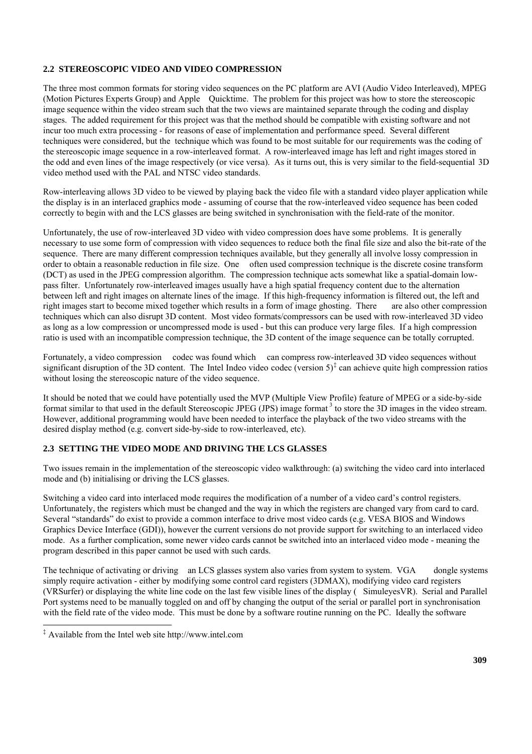### 2.2 STEREOSCOPIC VIDEO AND VIDEO COMPRESSION

The three most common formats for storing video sequences on the PC platform are AVI (Audio Video Interleaved), MPEG (Motion Pictures Experts Group) and Apple Quicktime. The problem for this project was how to store the stereoscopic image sequence within the video stream such that the two views are maintained separate through the coding and display stages. The added requirement for this project was that the method should be compatible with existing software and not incur too much extra processing - for reasons of ease of implementation and performance speed. Several different techniques were considered, but the technique which was found to be most suitable for our requirements was the coding of the stereoscopic image sequence in a row-interleaved format. A row-interleaved image has left and right images stored in the odd and even lines of the image respectively (or vice versa). As it turns out, this is very similar to the field-sequential 3D video method used with the PAL and NTSC video standards.

Row-interleaving allows 3D video to be viewed by playing back the video file with a standard video player application while the display is in an interlaced graphics mode - assuming of course that the row-interleaved video sequence has been coded correctly to begin with and the LCS glasses are being switched in synchronisation with the field-rate of the monitor.

Unfortunately, the use of row-interleaved 3D video with video compression does have some problems. It is generally necessary to use some form of compression with video sequences to reduce both the final file size and also the bit-rate of the sequence. There are many different compression techniques available, but they generally all involve lossy compression in order to obtain a reasonable reduction in file size. One often used compression technique is the discrete cosine transform (DCT) as used in the JPEG compression algorithm. The compression technique acts somewhat like a spatial-domain low-pass filter. Unfortunately row-interleaved images usually have a high spatial frequency content due to the alternation between left and right images on alternate lines of the image. If this high-frequency information is filtered out, the left and right images start to become mixed together which results in a form of image ghosting. There are also other compression techniques which can also disrupt 3D content. Most video formats/compressors can be used with row-interleaved 3D video as long as a low compression or uncompressed mode is used - but this can produce very large files. If a high compression ratio is used with an incompatible compression technique, the 3D content of the image sequence can be totally corrupted.

Fortunately, a video compression codec was found which can compress row-interleaved 3D video sequences without significant disruption of the 3D content. The Intel Indeo video codec (version 5)[‡] can achieve quite high compression ratios without losing the stereoscopic nature of the video sequence.

It should be noted that we could have potentially used the MVP (Multiple View Profile) feature of MPEG or a side-by-side format similar to that used in the default Stereoscopic JPEG (JPS) image format[3] to store the 3D images in the video stream. However, additional programming would have been needed to interface the playback of the two video streams with the desired display method (e.g. convert side-by-side to row-interleaved, etc).

### 2.3 SETTING THE VIDEO MODE AND DRIVING THE LCS GLASSES

Two issues remain in the implementation of the stereoscopic video walkthrough: (a) switching the video card into interlaced mode and (b) initialising or driving the LCS glasses.

Switching a video card into interlaced mode requires the modification of a number of a video card's control registers. Unfortunately, the registers which must be changed and the way in which the registers are changed vary from card to card. Several "standards" do exist to provide a common interface to drive most video cards (e.g. VESA BIOS and Windows Graphics Device Interface (GDI)), however the current versions do not provide support for switching to an interlaced video mode. As a further complication, some newer video cards cannot be switched into an interlaced video mode - meaning the program described in this paper cannot be used with such cards.

The technique of activating or driving an LCS glasses system also varies from system to system. VGA dongle systems simply require activation - either by modifying some control card registers (3DMAX), modifying video card registers (VRSurfer) or displaying the white line code on the last few visible lines of the display ( SimuleyesVR). Serial and Parallel Port systems need to be manually toggled on and off by changing the output of the serial or parallel port in synchronisation with the field rate of the video mode. This must be done by a software routine running on the PC. Ideally the software

---

[‡] Available from the Intel web site http://www.intel.com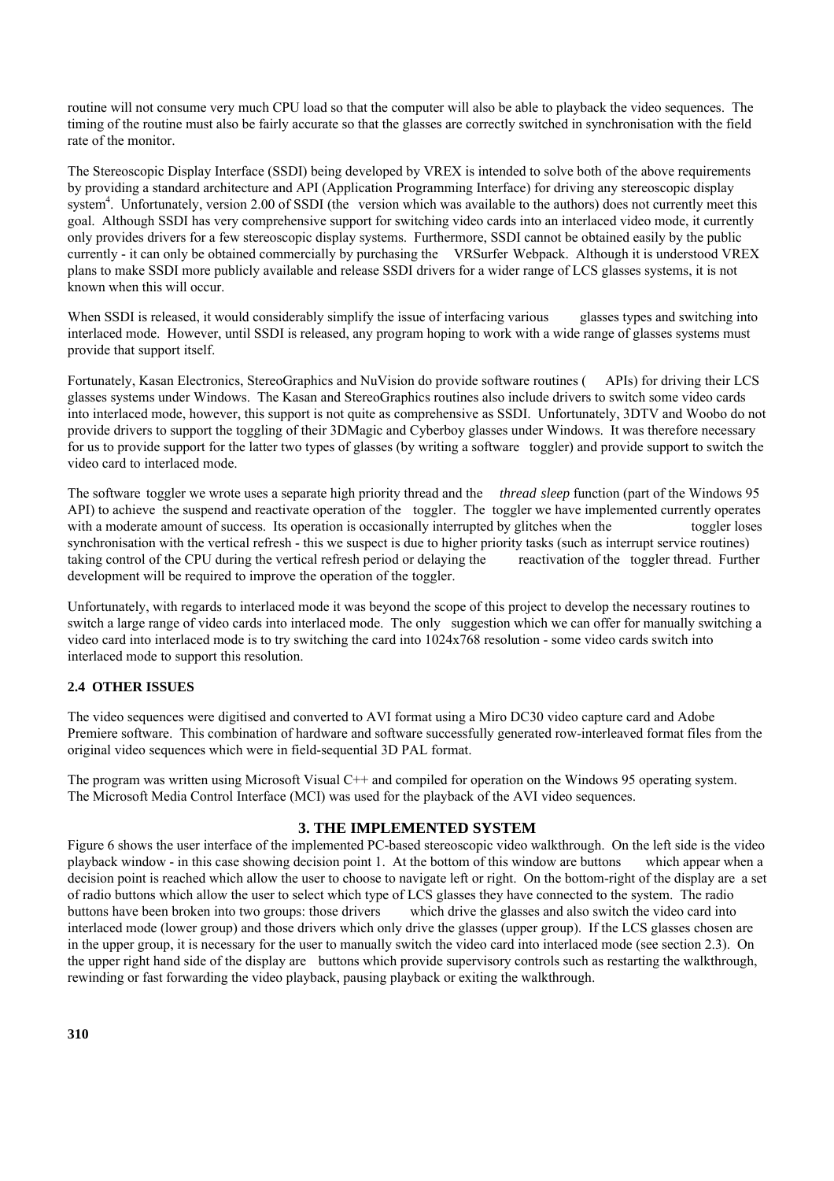routine will not consume very much CPU load so that the computer will also be able to playback the video sequences. The timing of the routine must also be fairly accurate so that the glasses are correctly switched in synchronisation with the field rate of the monitor.

The Stereoscopic Display Interface (SSDI) being developed by VREX is intended to solve both of the above requirements by providing a standard architecture and API (Application Programming Interface) for driving any stereoscopic display system[4]. Unfortunately, version 2.00 of SSDI (the version which was available to the authors) does not currently meet this goal. Although SSDI has very comprehensive support for switching video cards into an interlaced video mode, it currently only provides drivers for a few stereoscopic display systems. Furthermore, SSDI cannot be obtained easily by the public currently - it can only be obtained commercially by purchasing the VRSurfer Webpack. Although it is understood VREX plans to make SSDI more publicly available and release SSDI drivers for a wider range of LCS glasses systems, it is not known when this will occur.

When SSDI is released, it would considerably simplify the issue of interfacing various glasses types and switching into interlaced mode. However, until SSDI is released, any program hoping to work with a wide range of glasses systems must provide that support itself.

Fortunately, Kasan Electronics, StereoGraphics and NuVision do provide software routines ( APIs) for driving their LCS glasses systems under Windows. The Kasan and StereoGraphics routines also include drivers to switch some video cards into interlaced mode, however, this support is not quite as comprehensive as SSDI. Unfortunately, 3DTV and Woobo do not provide drivers to support the toggling of their 3DMagic and Cyberboy glasses under Windows. It was therefore necessary for us to provide support for the latter two types of glasses (by writing a software toggler) and provide support to switch the video card to interlaced mode.

The software toggler we wrote uses a separate high priority thread and the *thread sleep* function (part of the Windows 95 API) to achieve the suspend and reactivate operation of the toggler. The toggler we have implemented currently operates with a moderate amount of success. Its operation is occasionally interrupted by glitches when the toggler loses synchronisation with the vertical refresh - this we suspect is due to higher priority tasks (such as interrupt service routines) taking control of the CPU during the vertical refresh period or delaying the reactivation of the toggler thread. Further development will be required to improve the operation of the toggler.

Unfortunately, with regards to interlaced mode it was beyond the scope of this project to develop the necessary routines to switch a large range of video cards into interlaced mode. The only suggestion which we can offer for manually switching a video card into interlaced mode is to try switching the card into 1024x768 resolution - some video cards switch into interlaced mode to support this resolution.

### 2.4 OTHER ISSUES

The video sequences were digitised and converted to AVI format using a Miro DC30 video capture card and Adobe Premiere software. This combination of hardware and software successfully generated row-interleaved format files from the original video sequences which were in field-sequential 3D PAL format.

The program was written using Microsoft Visual C++ and compiled for operation on the Windows 95 operating system. The Microsoft Media Control Interface (MCI) was used for the playback of the AVI video sequences.

## 3. THE IMPLEMENTED SYSTEM

Figure 6 shows the user interface of the implemented PC-based stereoscopic video walkthrough. On the left side is the video playback window - in this case showing decision point 1. At the bottom of this window are buttons which appear when a decision point is reached which allow the user to choose to navigate left or right. On the bottom-right of the display are a set of radio buttons which allow the user to select which type of LCS glasses they have connected to the system. The radio buttons have been broken into two groups: those drivers which drive the glasses and also switch the video card into interlaced mode (lower group) and those drivers which only drive the glasses (upper group). If the LCS glasses chosen are in the upper group, it is necessary for the user to manually switch the video card into interlaced mode (see section 2.3). On the upper right hand side of the display are buttons which provide supervisory controls such as restarting the walkthrough, rewinding or fast forwarding the video playback, pausing playback or exiting the walkthrough.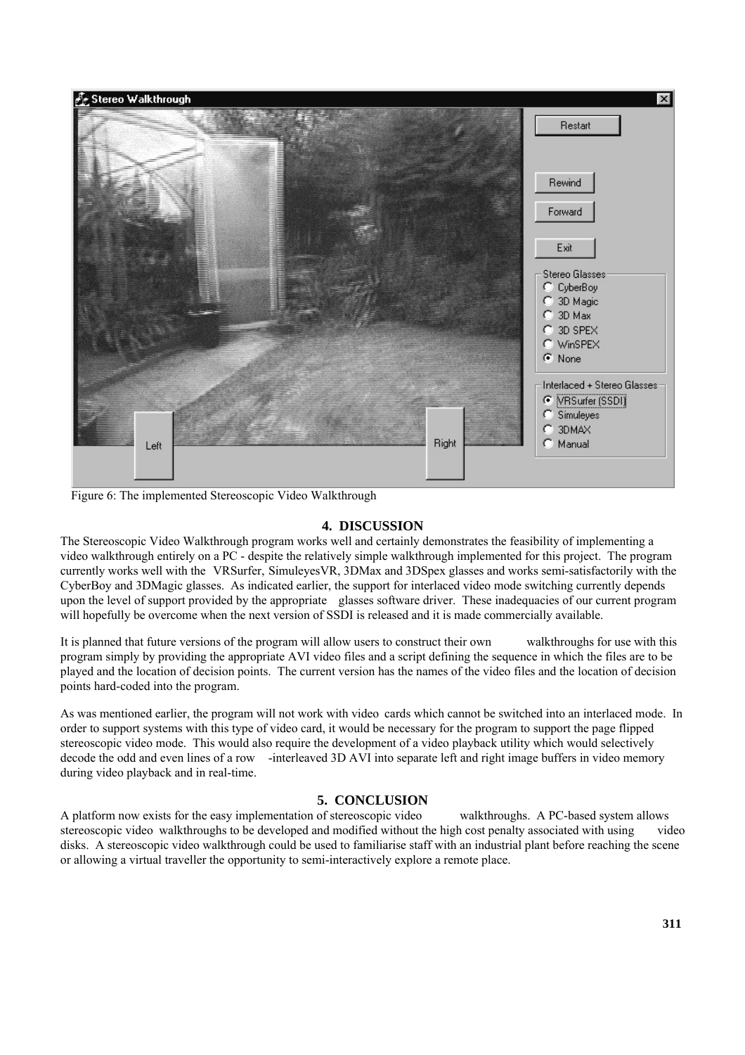Figure 6: The implemented Stereoscopic Video Walkthrough

## 4. DISCUSSION

The Stereoscopic Video Walkthrough program works well and certainly demonstrates the feasibility of implementing a video walkthrough entirely on a PC - despite the relatively simple walkthrough implemented for this project. The program currently works well with the VRSurfer, SimuleyesVR, 3DMax and 3DSpex glasses and works semi-satisfactorily with the CyberBoy and 3DMagic glasses. As indicated earlier, the support for interlaced video mode switching currently depends upon the level of support provided by the appropriate glasses software driver. These inadequacies of our current program will hopefully be overcome when the next version of SSDI is released and it is made commercially available.

It is planned that future versions of the program will allow users to construct their own walkthroughs for use with this program simply by providing the appropriate AVI video files and a script defining the sequence in which the files are to be played and the location of decision points. The current version has the names of the video files and the location of decision points hard-coded into the program.

As was mentioned earlier, the program will not work with video cards which cannot be switched into an interlaced mode. In order to support systems with this type of video card, it would be necessary for the program to support the page flipped stereoscopic video mode. This would also require the development of a video playback utility which would selectively decode the odd and even lines of a row -interleaved 3D AVI into separate left and right image buffers in video memory during video playback and in real-time.

## 5. CONCLUSION

A platform now exists for the easy implementation of stereoscopic video walkthroughs. A PC-based system allows stereoscopic video walkthroughs to be developed and modified without the high cost penalty associated with using video disks. A stereoscopic video walkthrough could be used to familiarise staff with an industrial plant before reaching the scene or allowing a virtual traveller the opportunity to semi-interactively explore a remote place.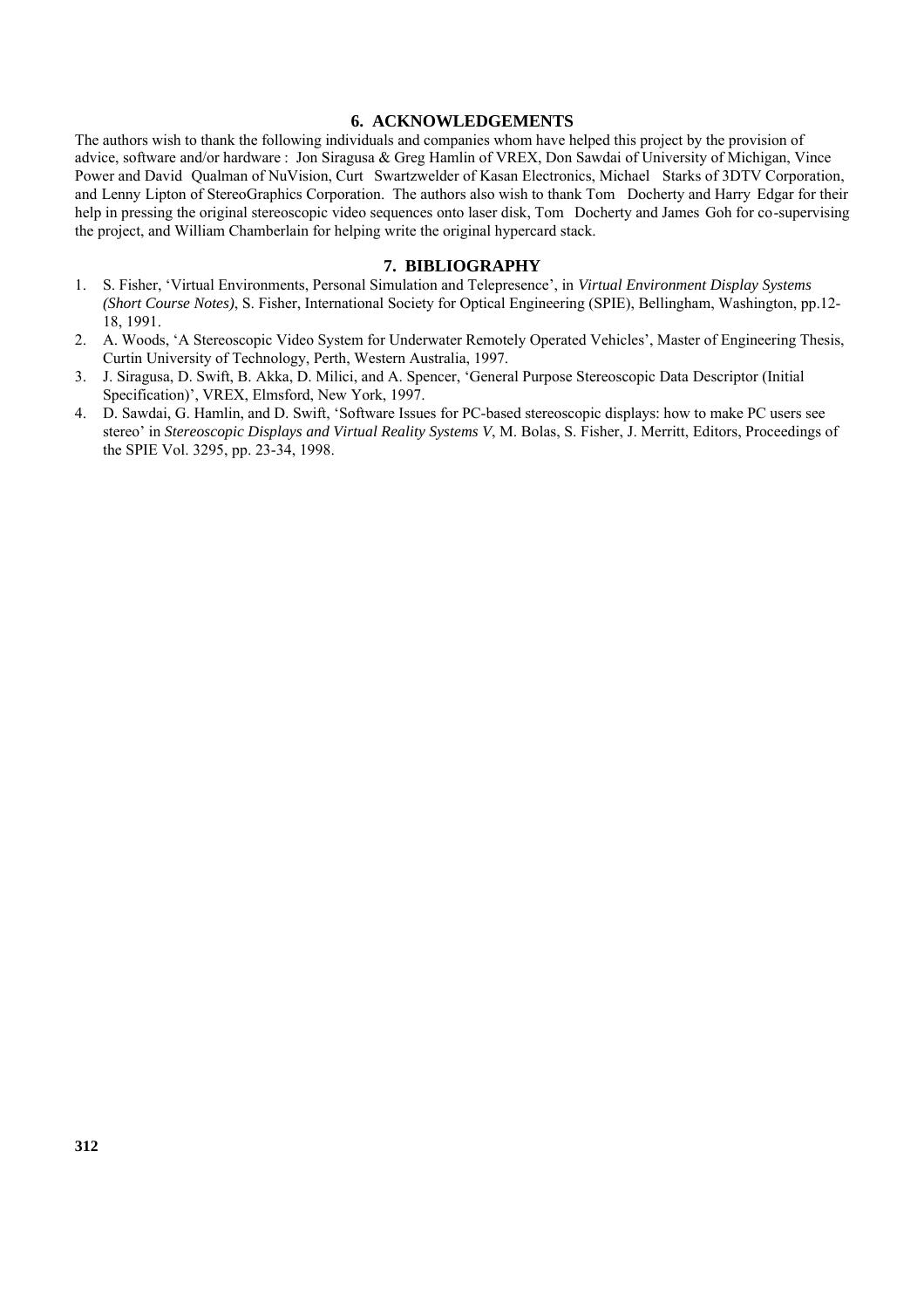## 6. ACKNOWLEDGEMENTS

The authors wish to thank the following individuals and companies whom have helped this project by the provision of advice, software and/or hardware : Jon Siragusa & Greg Hamlin of VREX, Don Sawdai of University of Michigan, Vince Power and David Qualman of NuVision, Curt Swartzwelder of Kasan Electronics, Michael Starks of 3DTV Corporation, and Lenny Lipton of StereoGraphics Corporation. The authors also wish to thank Tom Docherty and Harry Edgar for their help in pressing the original stereoscopic video sequences onto laser disk, Tom Docherty and James Goh for co-supervising the project, and William Chamberlain for helping write the original hypercard stack.

## 7. BIBLIOGRAPHY

1. S. Fisher, 'Virtual Environments, Personal Simulation and Telepresence', in *Virtual Environment Display Systems (Short Course Notes)*, S. Fisher, International Society for Optical Engineering (SPIE), Bellingham, Washington, pp.12-18, 1991.
2. A. Woods, 'A Stereoscopic Video System for Underwater Remotely Operated Vehicles', Master of Engineering Thesis, Curtin University of Technology, Perth, Western Australia, 1997.
3. J. Siragusa, D. Swift, B. Akka, D. Milici, and A. Spencer, 'General Purpose Stereoscopic Data Descriptor (Initial Specification)', VREX, Elmsford, New York, 1997.
4. D. Sawdai, G. Hamlin, and D. Swift, 'Software Issues for PC-based stereoscopic displays: how to make PC users see stereo' in *Stereoscopic Displays and Virtual Reality Systems V*, M. Bolas, S. Fisher, J. Merritt, Editors, Proceedings of the SPIE Vol. 3295, pp. 23-34, 1998.